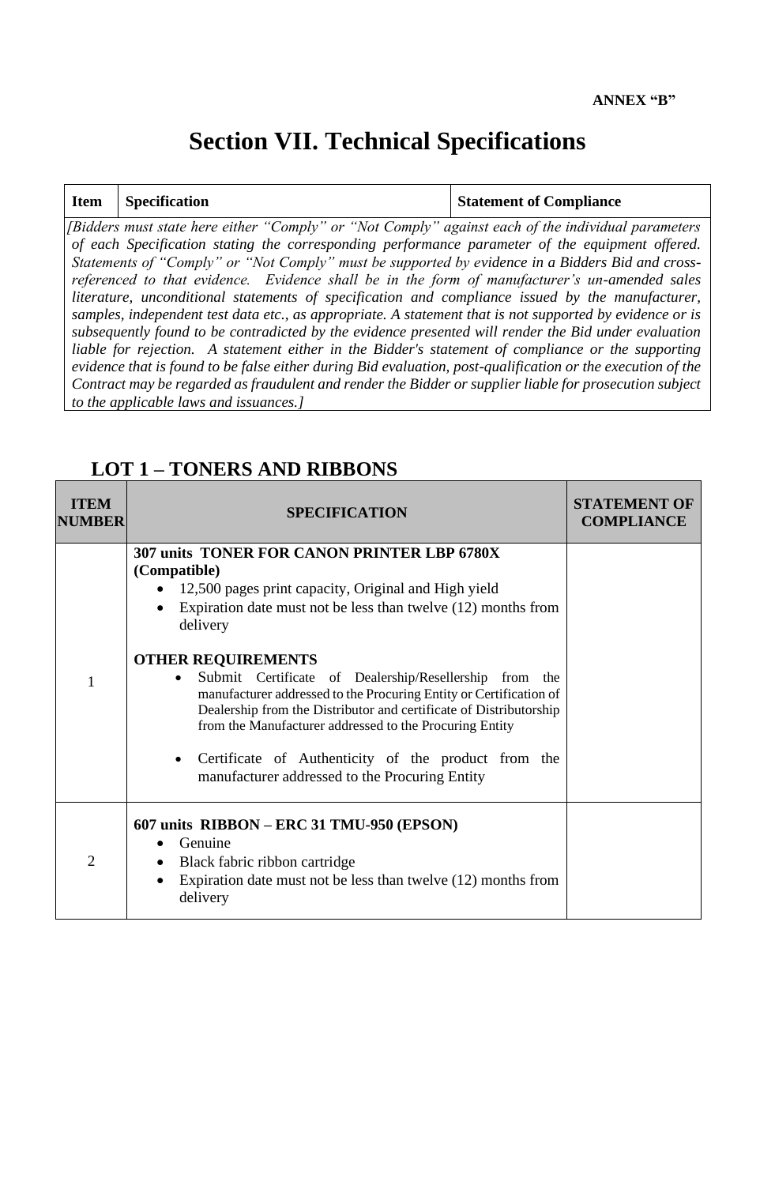**ANNEX "B"**

# Section VII. Technical Specifications

| Item | Specification | Statement of Compliance |
|---|---|---|
| *[Bidders must state here either "Comply" or "Not Comply" against each of the individual parameters of each Specification stating the corresponding performance parameter of the equipment offered. Statements of "Comply" or "Not Comply" must be supported by evidence in a Bidders Bid and cross-referenced to that evidence. Evidence shall be in the form of manufacturer's un-amended sales literature, unconditional statements of specification and compliance issued by the manufacturer, samples, independent test data etc., as appropriate. A statement that is not supported by evidence or is subsequently found to be contradicted by the evidence presented will render the Bid under evaluation liable for rejection. A statement either in the Bidder's statement of compliance or the supporting evidence that is found to be false either during Bid evaluation, post-qualification or the execution of the Contract may be regarded as fraudulent and render the Bidder or supplier liable for prosecution subject to the applicable laws and issuances.]* | | |

## LOT 1 – TONERS AND RIBBONS

| ITEM NUMBER | SPECIFICATION | STATEMENT OF COMPLIANCE |
|---|---|---|
| 1 | **307 units TONER FOR CANON PRINTER LBP 6780X (Compatible)**<br>• 12,500 pages print capacity, Original and High yield<br>• Expiration date must not be less than twelve (12) months from delivery<br><br>**OTHER REQUIREMENTS**<br>• Submit Certificate of Dealership/Resellership from the manufacturer addressed to the Procuring Entity or Certification of Dealership from the Distributor and certificate of Distributorship from the Manufacturer addressed to the Procuring Entity<br>• Certificate of Authenticity of the product from the manufacturer addressed to the Procuring Entity | |
| 2 | **607 units RIBBON – ERC 31 TMU-950 (EPSON)**<br>• Genuine<br>• Black fabric ribbon cartridge<br>• Expiration date must not be less than twelve (12) months from delivery | |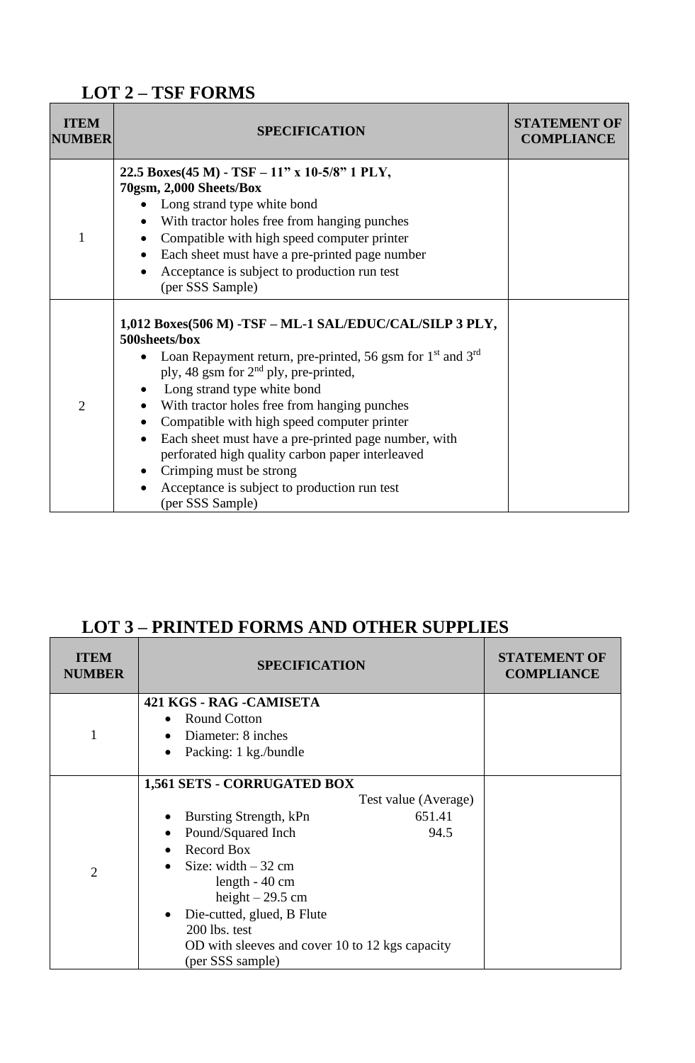## LOT 2 – TSF FORMS

| ITEM NUMBER | SPECIFICATION | STATEMENT OF COMPLIANCE |
|---|---|---|
| 1 | **22.5 Boxes(45 M) - TSF – 11" x 10-5/8" 1 PLY, 70gsm, 2,000 Sheets/Box**<br>• Long strand type white bond<br>• With tractor holes free from hanging punches<br>• Compatible with high speed computer printer<br>• Each sheet must have a pre-printed page number<br>• Acceptance is subject to production run test (per SSS Sample) | |
| 2 | **1,012 Boxes(506 M) -TSF – ML-1 SAL/EDUC/CAL/SILP 3 PLY, 500sheets/box**<br>• Loan Repayment return, pre-printed, 56 gsm for 1st and 3rd ply, 48 gsm for 2nd ply, pre-printed,<br>• Long strand type white bond<br>• With tractor holes free from hanging punches<br>• Compatible with high speed computer printer<br>• Each sheet must have a pre-printed page number, with perforated high quality carbon paper interleaved<br>• Crimping must be strong<br>• Acceptance is subject to production run test (per SSS Sample) | |

## LOT 3 – PRINTED FORMS AND OTHER SUPPLIES

| ITEM NUMBER | SPECIFICATION | STATEMENT OF COMPLIANCE |
|---|---|---|
| 1 | **421 KGS - RAG -CAMISETA**<br>• Round Cotton<br>• Diameter: 8 inches<br>• Packing: 1 kg./bundle | |
| 2 | **1,561 SETS - CORRUGATED BOX**<br>Test value (Average)<br>• Bursting Strength, kPn 651.41<br>• Pound/Squared Inch 94.5<br>• Record Box<br>• Size: width – 32 cm<br>length - 40 cm<br>height – 29.5 cm<br>• Die-cutted, glued, B Flute<br>200 lbs. test<br>OD with sleeves and cover 10 to 12 kgs capacity<br>(per SSS sample) | |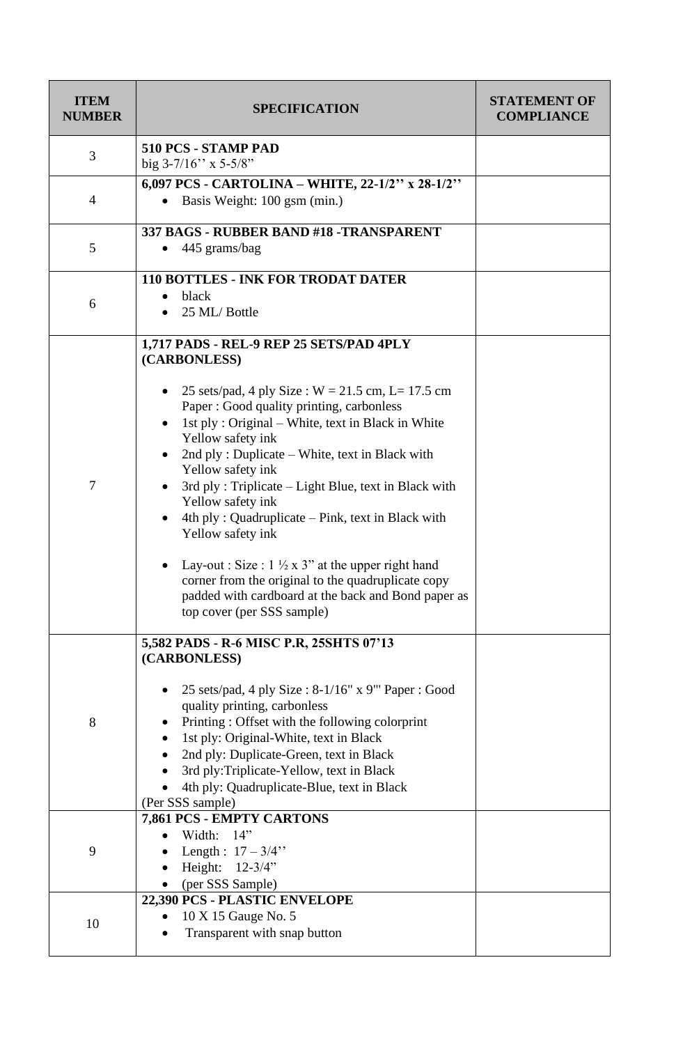| ITEM NUMBER | SPECIFICATION | STATEMENT OF COMPLIANCE |
|---|---|---|
| 3 | **510 PCS - STAMP PAD**<br>big 3-7/16'' x 5-5/8" | |
| 4 | **6,097 PCS - CARTOLINA – WHITE, 22-1/2'' x 28-1/2''**<br>• Basis Weight: 100 gsm (min.) | |
| 5 | **337 BAGS - RUBBER BAND #18 -TRANSPARENT**<br>• 445 grams/bag | |
| 6 | **110 BOTTLES - INK FOR TRODAT DATER**<br>• black<br>• 25 ML/ Bottle | |
| 7 | **1,717 PADS - REL-9 REP 25 SETS/PAD 4PLY (CARBONLESS)**<br><br>• 25 sets/pad, 4 ply Size : W = 21.5 cm, L= 17.5 cm Paper : Good quality printing, carbonless<br>• 1st ply : Original – White, text in Black in White Yellow safety ink<br>• 2nd ply : Duplicate – White, text in Black with Yellow safety ink<br>• 3rd ply : Triplicate – Light Blue, text in Black with Yellow safety ink<br>• 4th ply : Quadruplicate – Pink, text in Black with Yellow safety ink<br><br>• Lay-out : Size : 1 ½ x 3" at the upper right hand corner from the original to the quadruplicate copy padded with cardboard at the back and Bond paper as top cover (per SSS sample) | |
| 8 | **5,582 PADS - R-6 MISC P.R, 25SHTS 07'13 (CARBONLESS)**<br><br>• 25 sets/pad, 4 ply Size : 8-1/16" x 9"' Paper : Good quality printing, carbonless<br>• Printing : Offset with the following colorprint<br>• 1st ply: Original-White, text in Black<br>• 2nd ply: Duplicate-Green, text in Black<br>• 3rd ply:Triplicate-Yellow, text in Black<br>• 4th ply: Quadruplicate-Blue, text in Black<br>(Per SSS sample) | |
| 9 | **7,861 PCS - EMPTY CARTONS**<br>• Width: 14"<br>• Length : 17 – 3/4''<br>• Height: 12-3/4"<br>• (per SSS Sample) | |
| 10 | **22,390 PCS - PLASTIC ENVELOPE**<br>• 10 X 15 Gauge No. 5<br>• Transparent with snap button | |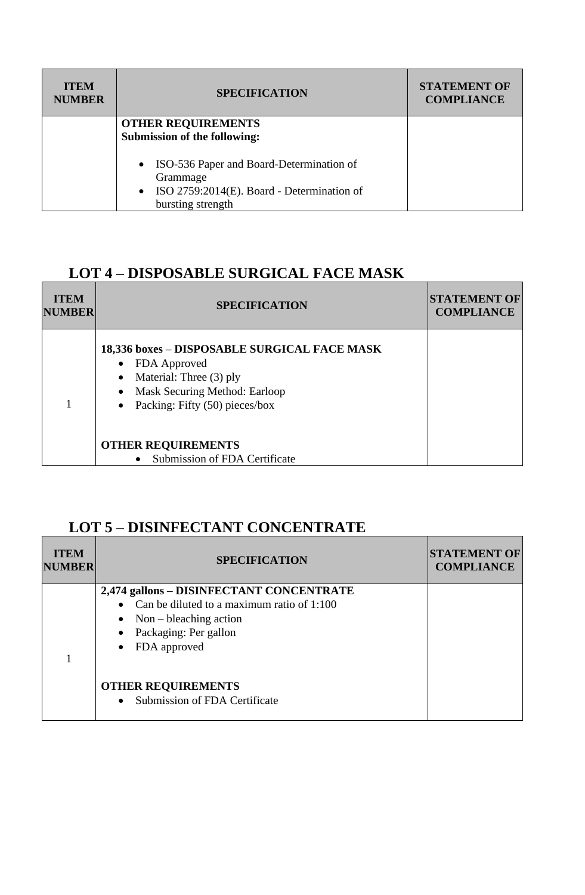| ITEM NUMBER | SPECIFICATION | STATEMENT OF COMPLIANCE |
| --- | --- | --- |
| | **OTHER REQUIREMENTS**<br>**Submission of the following:**<br>• ISO-536 Paper and Board-Determination of Grammage<br>• ISO 2759:2014(E). Board - Determination of bursting strength | |

## LOT 4 – DISPOSABLE SURGICAL FACE MASK

| ITEM NUMBER | SPECIFICATION | STATEMENT OF COMPLIANCE |
| --- | --- | --- |
| 1 | **18,336 boxes – DISPOSABLE SURGICAL FACE MASK**<br>• FDA Approved<br>• Material: Three (3) ply<br>• Mask Securing Method: Earloop<br>• Packing: Fifty (50) pieces/box<br><br>**OTHER REQUIREMENTS**<br>• Submission of FDA Certificate | |

## LOT 5 – DISINFECTANT CONCENTRATE

| ITEM NUMBER | SPECIFICATION | STATEMENT OF COMPLIANCE |
| --- | --- | --- |
| 1 | **2,474 gallons – DISINFECTANT CONCENTRATE**<br>• Can be diluted to a maximum ratio of 1:100<br>• Non – bleaching action<br>• Packaging: Per gallon<br>• FDA approved<br><br>**OTHER REQUIREMENTS**<br>• Submission of FDA Certificate | |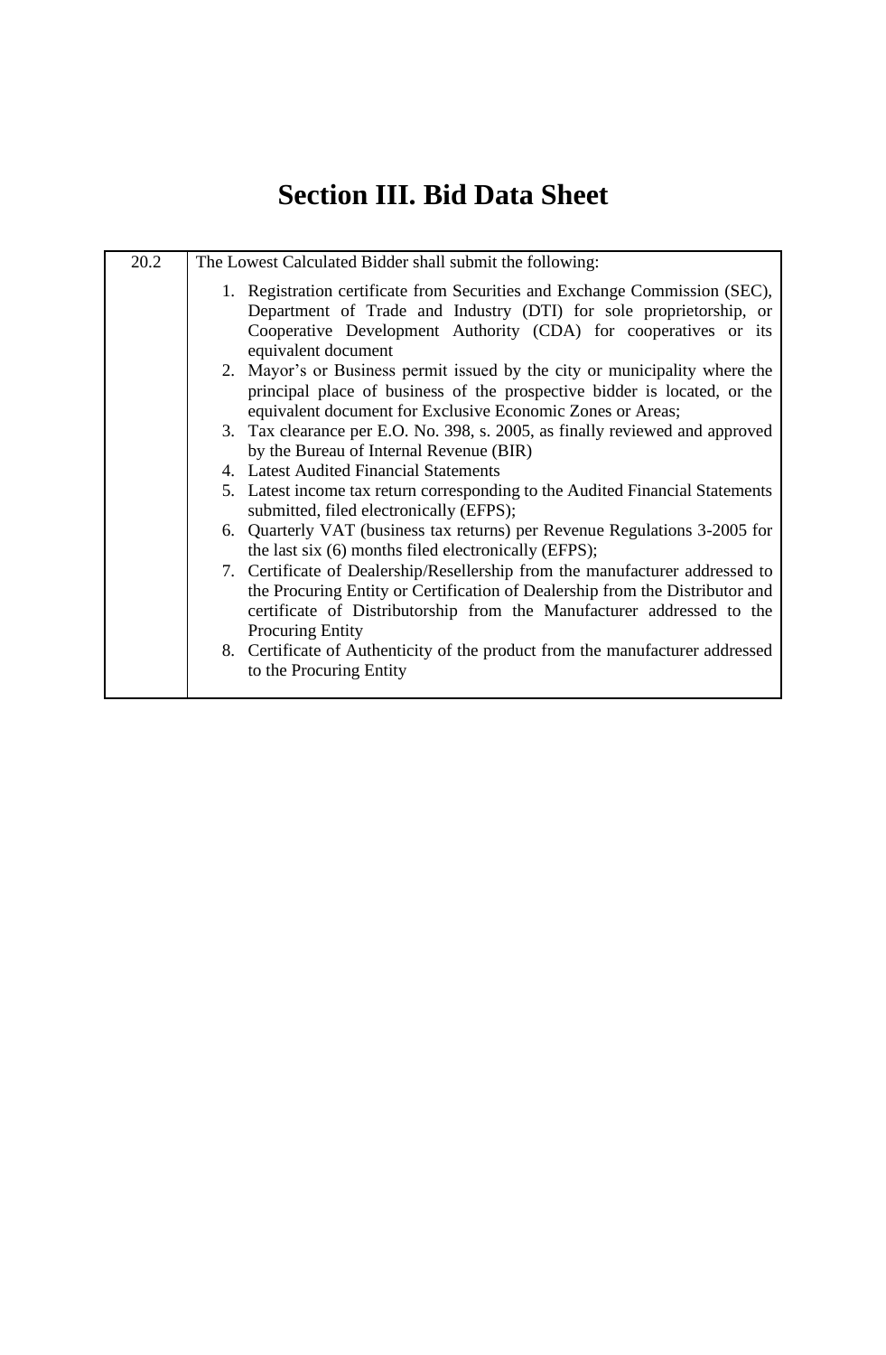# Section III. Bid Data Sheet

| | |
|---|---|
| 20.2 | The Lowest Calculated Bidder shall submit the following:<br><br>1. Registration certificate from Securities and Exchange Commission (SEC), Department of Trade and Industry (DTI) for sole proprietorship, or Cooperative Development Authority (CDA) for cooperatives or its equivalent document<br>2. Mayor's or Business permit issued by the city or municipality where the principal place of business of the prospective bidder is located, or the equivalent document for Exclusive Economic Zones or Areas;<br>3. Tax clearance per E.O. No. 398, s. 2005, as finally reviewed and approved by the Bureau of Internal Revenue (BIR)<br>4. Latest Audited Financial Statements<br>5. Latest income tax return corresponding to the Audited Financial Statements submitted, filed electronically (EFPS);<br>6. Quarterly VAT (business tax returns) per Revenue Regulations 3-2005 for the last six (6) months filed electronically (EFPS);<br>7. Certificate of Dealership/Resellership from the manufacturer addressed to the Procuring Entity or Certification of Dealership from the Distributor and certificate of Distributorship from the Manufacturer addressed to the Procuring Entity<br>8. Certificate of Authenticity of the product from the manufacturer addressed to the Procuring Entity |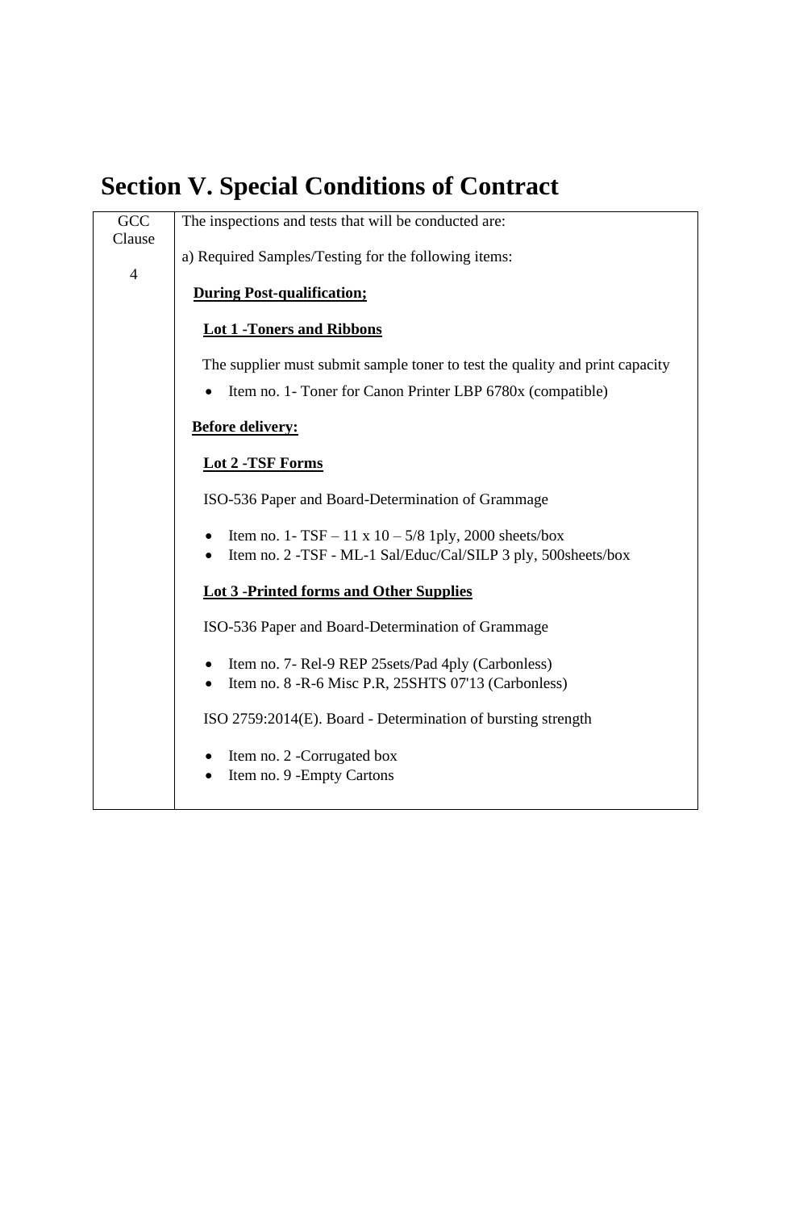# Section V. Special Conditions of Contract

| | |
|---|---|
| GCC Clause<br><br>4 | The inspections and tests that will be conducted are:<br><br>a) Required Samples/Testing for the following items:<br><br>**<u>During Post-qualification;</u>**<br><br>**<u>Lot 1 -Toners and Ribbons</u>**<br><br>The supplier must submit sample toner to test the quality and print capacity<br><br>• Item no. 1- Toner for Canon Printer LBP 6780x (compatible)<br><br>**<u>Before delivery:</u>**<br><br>**<u>Lot 2 -TSF Forms</u>**<br><br>ISO-536 Paper and Board-Determination of Grammage<br><br>• Item no. 1- TSF – 11 x 10 – 5/8 1ply, 2000 sheets/box<br>• Item no. 2 -TSF - ML-1 Sal/Educ/Cal/SILP 3 ply, 500sheets/box<br><br>**<u>Lot 3 -Printed forms and Other Supplies</u>**<br><br>ISO-536 Paper and Board-Determination of Grammage<br><br>• Item no. 7- Rel-9 REP 25sets/Pad 4ply (Carbonless)<br>• Item no. 8 -R-6 Misc P.R, 25SHTS 07'13 (Carbonless)<br><br>ISO 2759:2014(E). Board - Determination of bursting strength<br><br>• Item no. 2 -Corrugated box<br>• Item no. 9 -Empty Cartons |